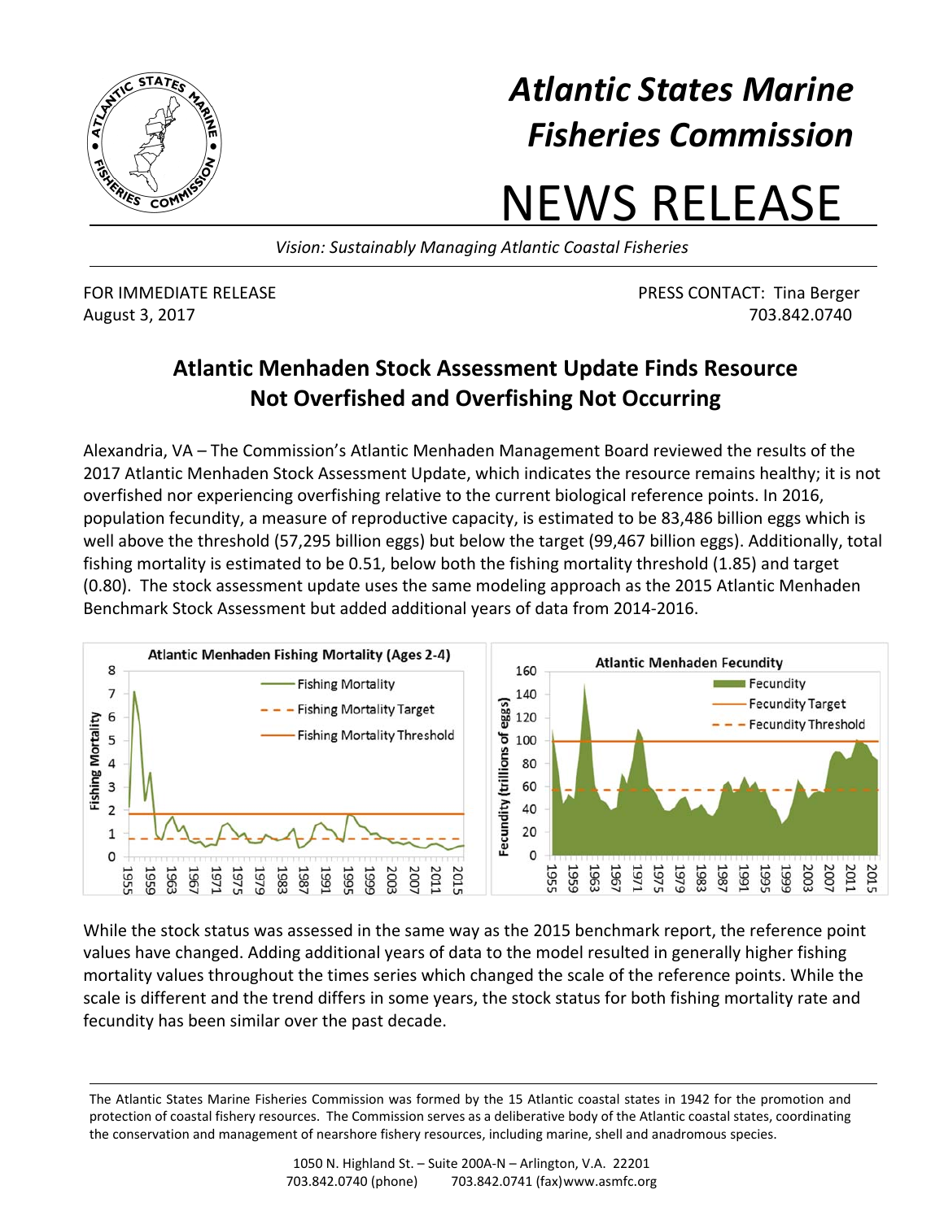# Atlantic States Marine Fisheries Commission

# NEWS RELEASE

*Vision: Sustainably Managing Atlantic Coastal Fisheries*

FOR IMMEDIATE RELEASE
August 3, 2017

PRESS CONTACT: Tina Berger
703.842.0740

## Atlantic Menhaden Stock Assessment Update Finds Resource Not Overfished and Overfishing Not Occurring

Alexandria, VA – The Commission's Atlantic Menhaden Management Board reviewed the results of the 2017 Atlantic Menhaden Stock Assessment Update, which indicates the resource remains healthy; it is not overfished nor experiencing overfishing relative to the current biological reference points. In 2016, population fecundity, a measure of reproductive capacity, is estimated to be 83,486 billion eggs which is well above the threshold (57,295 billion eggs) but below the target (99,467 billion eggs). Additionally, total fishing mortality is estimated to be 0.51, below both the fishing mortality threshold (1.85) and target (0.80). The stock assessment update uses the same modeling approach as the 2015 Atlantic Menhaden Benchmark Stock Assessment but added additional years of data from 2014-2016.

While the stock status was assessed in the same way as the 2015 benchmark report, the reference point values have changed. Adding additional years of data to the model resulted in generally higher fishing mortality values throughout the times series which changed the scale of the reference points. While the scale is different and the trend differs in some years, the stock status for both fishing mortality rate and fecundity has been similar over the past decade.

---

The Atlantic States Marine Fisheries Commission was formed by the 15 Atlantic coastal states in 1942 for the promotion and protection of coastal fishery resources. The Commission serves as a deliberative body of the Atlantic coastal states, coordinating the conservation and management of nearshore fishery resources, including marine, shell and anadromous species.

1050 N. Highland St. – Suite 200A-N – Arlington, V.A. 22201
703.842.0740 (phone) 703.842.0741 (fax) www.asmfc.org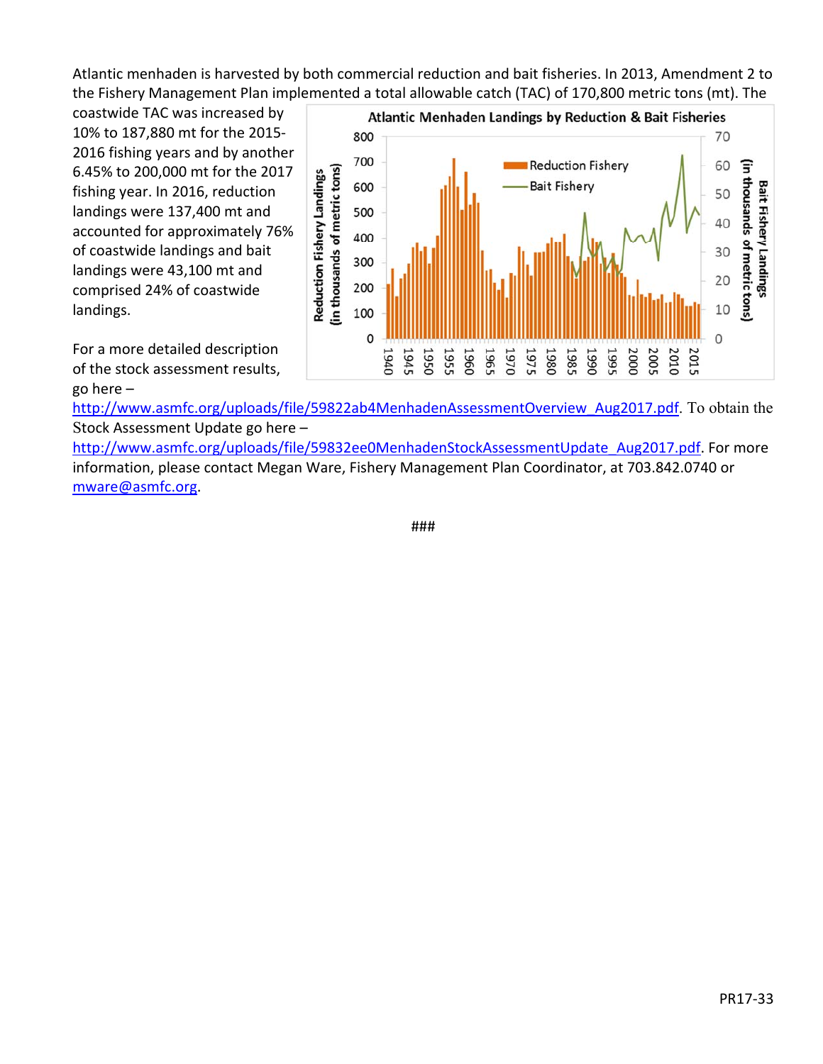Atlantic menhaden is harvested by both commercial reduction and bait fisheries. In 2013, Amendment 2 to the Fishery Management Plan implemented a total allowable catch (TAC) of 170,800 metric tons (mt). The coastwide TAC was increased by 10% to 187,880 mt for the 2015-2016 fishing years and by another 6.45% to 200,000 mt for the 2017 fishing year. In 2016, reduction landings were 137,400 mt and accounted for approximately 76% of coastwide landings and bait landings were 43,100 mt and comprised 24% of coastwide landings.

Atlantic Menhaden Landings by Reduction & Bait Fisheries

Reduction Fishery Landings (in thousands of metric tons)

0
100
200
300
400
500
600
700
800

Bait Fishery Landings (in thousands of metric tons)

0
10
20
30
40
50
60
70

Reduction Fishery

Bait Fishery

1940
1945
1950
1955
1960
1965
1970
1975
1980
1985
1990
1995
2000
2005
2010
2015

For a more detailed description of the stock assessment results, go here – http://www.asmfc.org/uploads/file/59822ab4MenhadenAssessmentOverview_Aug2017.pdf. To obtain the Stock Assessment Update go here – http://www.asmfc.org/uploads/file/59832ee0MenhadenStockAssessmentUpdate_Aug2017.pdf. For more information, please contact Megan Ware, Fishery Management Plan Coordinator, at 703.842.0740 or mware@asmfc.org.

###

PR17-33